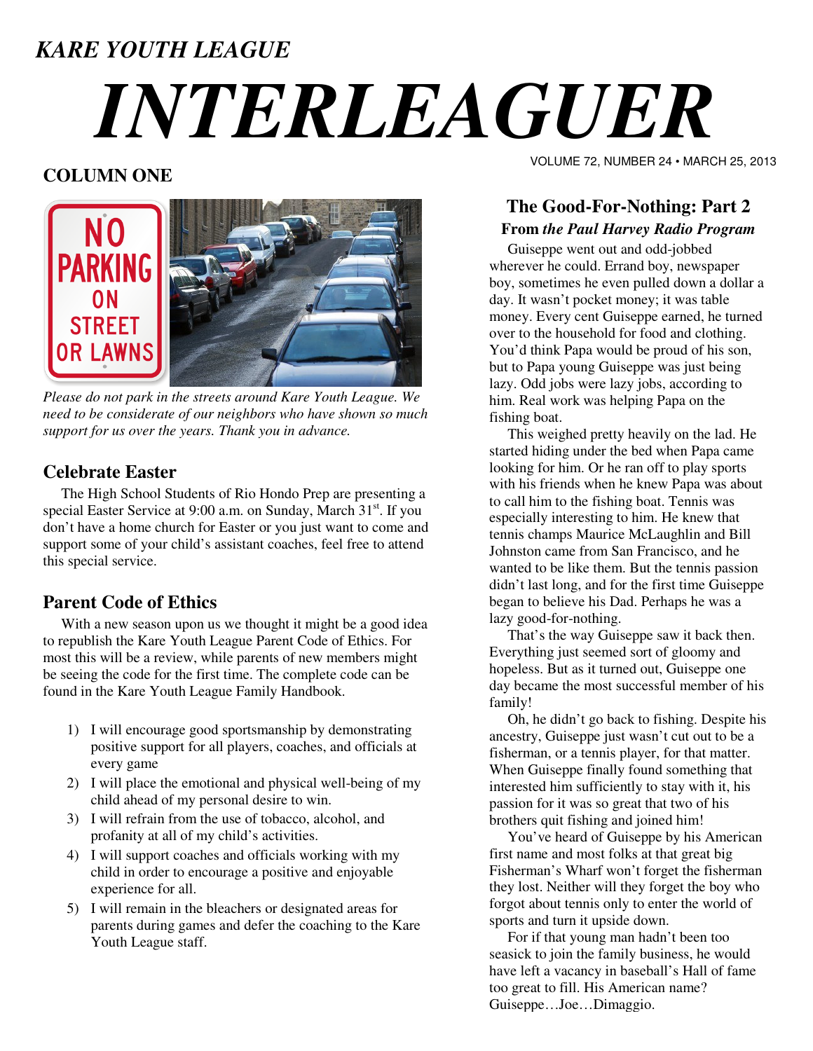*KARE YOUTH LEAGUE*

# *INTERLEAGUER*

VOLUME 72, NUMBER 24 • MARCH 25, 2013

## COLUMN ONE

*Please do not park in the streets around Kare Youth League. We need to be considerate of our neighbors who have shown so much support for us over the years. Thank you in advance.*

### Celebrate Easter

The High School Students of Rio Hondo Prep are presenting a special Easter Service at 9:00 a.m. on Sunday, March 31st. If you don't have a home church for Easter or you just want to come and support some of your child's assistant coaches, feel free to attend this special service.

### Parent Code of Ethics

With a new season upon us we thought it might be a good idea to republish the Kare Youth League Parent Code of Ethics. For most this will be a review, while parents of new members might be seeing the code for the first time. The complete code can be found in the Kare Youth League Family Handbook.

1) I will encourage good sportsmanship by demonstrating positive support for all players, coaches, and officials at every game
2) I will place the emotional and physical well-being of my child ahead of my personal desire to win.
3) I will refrain from the use of tobacco, alcohol, and profanity at all of my child's activities.
4) I will support coaches and officials working with my child in order to encourage a positive and enjoyable experience for all.
5) I will remain in the bleachers or designated areas for parents during games and defer the coaching to the Kare Youth League staff.

### The Good-For-Nothing: Part 2

**From *the Paul Harvey Radio Program***

Guiseppe went out and odd-jobbed wherever he could. Errand boy, newspaper boy, sometimes he even pulled down a dollar a day. It wasn't pocket money; it was table money. Every cent Guiseppe earned, he turned over to the household for food and clothing. You'd think Papa would be proud of his son, but to Papa young Guiseppe was just being lazy. Odd jobs were lazy jobs, according to him. Real work was helping Papa on the fishing boat.

This weighed pretty heavily on the lad. He started hiding under the bed when Papa came looking for him. Or he ran off to play sports with his friends when he knew Papa was about to call him to the fishing boat. Tennis was especially interesting to him. He knew that tennis champs Maurice McLaughlin and Bill Johnston came from San Francisco, and he wanted to be like them. But the tennis passion didn't last long, and for the first time Guiseppe began to believe his Dad. Perhaps he was a lazy good-for-nothing.

That's the way Guiseppe saw it back then. Everything just seemed sort of gloomy and hopeless. But as it turned out, Guiseppe one day became the most successful member of his family!

Oh, he didn't go back to fishing. Despite his ancestry, Guiseppe just wasn't cut out to be a fisherman, or a tennis player, for that matter. When Guiseppe finally found something that interested him sufficiently to stay with it, his passion for it was so great that two of his brothers quit fishing and joined him!

You've heard of Guiseppe by his American first name and most folks at that great big Fisherman's Wharf won't forget the fisherman they lost. Neither will they forget the boy who forgot about tennis only to enter the world of sports and turn it upside down.

For if that young man hadn't been too seasick to join the family business, he would have left a vacancy in baseball's Hall of fame too great to fill. His American name? Guiseppe…Joe…Dimaggio.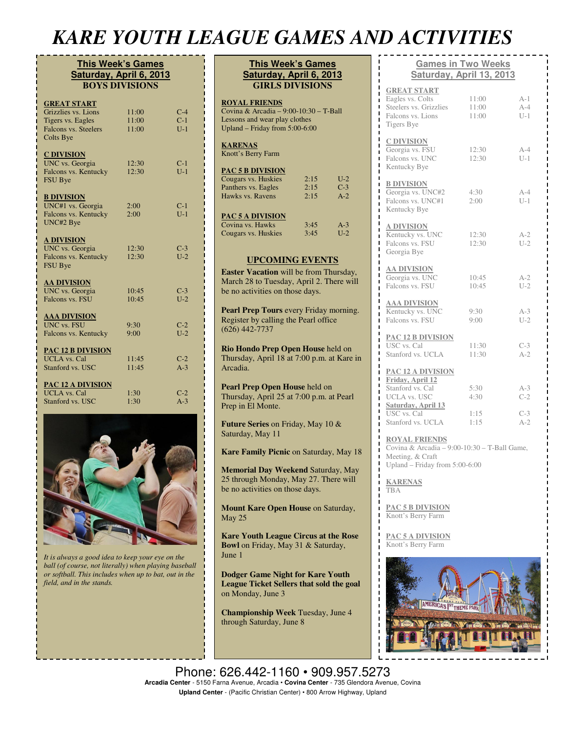# KARE YOUTH LEAGUE GAMES AND ACTIVITIES

## This Week's Games
## Saturday, April 6, 2013
### BOYS DIVISIONS

**GREAT START**

| | | |
|---|---|---|
| Grizzlies vs. Lions | 11:00 | C-4 |
| Tigers vs. Eagles | 11:00 | C-1 |
| Falcons vs. Steelers | 11:00 | U-1 |
| Colts Bye | | |

**C DIVISION**

| | | |
|---|---|---|
| UNC vs. Georgia | 12:30 | C-1 |
| Falcons vs. Kentucky | 12:30 | U-1 |
| FSU Bye | | |

**B DIVISION**

| | | |
|---|---|---|
| UNC#1 vs. Georgia | 2:00 | C-1 |
| Falcons vs. Kentucky | 2:00 | U-1 |
| UNC#2 Bye | | |

**A DIVISION**

| | | |
|---|---|---|
| UNC vs. Georgia | 12:30 | C-3 |
| Falcons vs. Kentucky | 12:30 | U-2 |
| FSU Bye | | |

**AA DIVISION**

| | | |
|---|---|---|
| UNC vs. Georgia | 10:45 | C-3 |
| Falcons vs. FSU | 10:45 | U-2 |

**AAA DIVISION**

| | | |
|---|---|---|
| UNC vs. FSU | 9:30 | C-2 |
| Falcons vs. Kentucky | 9:00 | U-2 |

**PAC 12 B DIVISION**

| | | |
|---|---|---|
| UCLA vs. Cal | 11:45 | C-2 |
| Stanford vs. USC | 11:45 | A-3 |

**PAC 12 A DIVISION**

| | | |
|---|---|---|
| UCLA vs. Cal | 1:30 | C-2 |
| Stanford vs. USC | 1:30 | A-3 |

*It is always a good idea to keep your eye on the ball (of course, not literally) when playing baseball or softball. This includes when up to bat, out in the field, and in the stands.*

## This Week's Games
## Saturday, April 6, 2013
### GIRLS DIVISIONS

**ROYAL FRIENDS**
Covina & Arcadia – 9:00-10:30 – T-Ball Lessons and wear play clothes
Upland – Friday from 5:00-6:00

**KARENAS**
Knott's Berry Farm

**PAC 5 B DIVISION**

| | | |
|---|---|---|
| Cougars vs. Huskies | 2:15 | U-2 |
| Panthers vs. Eagles | 2:15 | C-3 |
| Hawks vs. Ravens | 2:15 | A-2 |

**PAC 5 A DIVISION**

| | | |
|---|---|---|
| Covina vs. Hawks | 3:45 | A-3 |
| Cougars vs. Huskies | 3:45 | U-2 |

### UPCOMING EVENTS

**Easter Vacation** will be from Thursday, March 28 to Tuesday, April 2. There will be no activities on those days.

**Pearl Prep Tours** every Friday morning. Register by calling the Pearl office (626) 442-7737

**Rio Hondo Prep Open House** held on Thursday, April 18 at 7:00 p.m. at Kare in Arcadia.

**Pearl Prep Open House** held on Thursday, April 25 at 7:00 p.m. at Pearl Prep in El Monte.

**Future Series** on Friday, May 10 & Saturday, May 11

**Kare Family Picnic** on Saturday, May 18

**Memorial Day Weekend** Saturday, May 25 through Monday, May 27. There will be no activities on those days.

**Mount Kare Open House** on Saturday, May 25

**Kare Youth League Circus at the Rose Bowl** on Friday, May 31 & Saturday, June 1

**Dodger Game Night for Kare Youth League Ticket Sellers that sold the goal** on Monday, June 3

**Championship Week** Tuesday, June 4 through Saturday, June 8

## Games in Two Weeks
## Saturday, April 13, 2013

**GREAT START**

| | | |
|---|---|---|
| Eagles vs. Colts | 11:00 | A-1 |
| Steelers vs. Grizzlies | 11:00 | A-4 |
| Falcons vs. Lions | 11:00 | U-1 |
| Tigers Bye | | |

**C DIVISION**

| | | |
|---|---|---|
| Georgia vs. FSU | 12:30 | A-4 |
| Falcons vs. UNC | 12:30 | U-1 |
| Kentucky Bye | | |

**B DIVISION**

| | | |
|---|---|---|
| Georgia vs. UNC#2 | 4:30 | A-4 |
| Falcons vs. UNC#1 | 2:00 | U-1 |
| Kentucky Bye | | |

**A DIVISION**

| | | |
|---|---|---|
| Kentucky vs. UNC | 12:30 | A-2 |
| Falcons vs. FSU | 12:30 | U-2 |
| Georgia Bye | | |

**AA DIVISION**

| | | |
|---|---|---|
| Georgia vs. UNC | 10:45 | A-2 |
| Falcons vs. FSU | 10:45 | U-2 |

**AAA DIVISION**

| | | |
|---|---|---|
| Kentucky vs. UNC | 9:30 | A-3 |
| Falcons vs. FSU | 9:00 | U-2 |

**PAC 12 B DIVISION**

| | | |
|---|---|---|
| USC vs. Cal | 11:30 | C-3 |
| Stanford vs. UCLA | 11:30 | A-2 |

**PAC 12 A DIVISION**

**Friday, April 12**

| | | |
|---|---|---|
| Stanford vs. Cal | 5:30 | A-3 |
| UCLA vs. USC | 4:30 | C-2 |

**Saturday, April 13**

| | | |
|---|---|---|
| USC vs. Cal | 1:15 | C-3 |
| Stanford vs. UCLA | 1:15 | A-2 |

**ROYAL FRIENDS**
Covina & Arcadia – 9:00-10:30 – T-Ball Game, Meeting, & Craft
Upland – Friday from 5:00-6:00

**KARENAS**
TBA

**PAC 5 B DIVISION**
Knott's Berry Farm

**PAC 5 A DIVISION**
Knott's Berry Farm

Phone: 626.442-1160 • 909.957.5273

**Arcadia Center** - 5150 Farna Avenue, Arcadia • **Covina Center** - 735 Glendora Avenue, Covina

**Upland Center** - (Pacific Christian Center) • 800 Arrow Highway, Upland